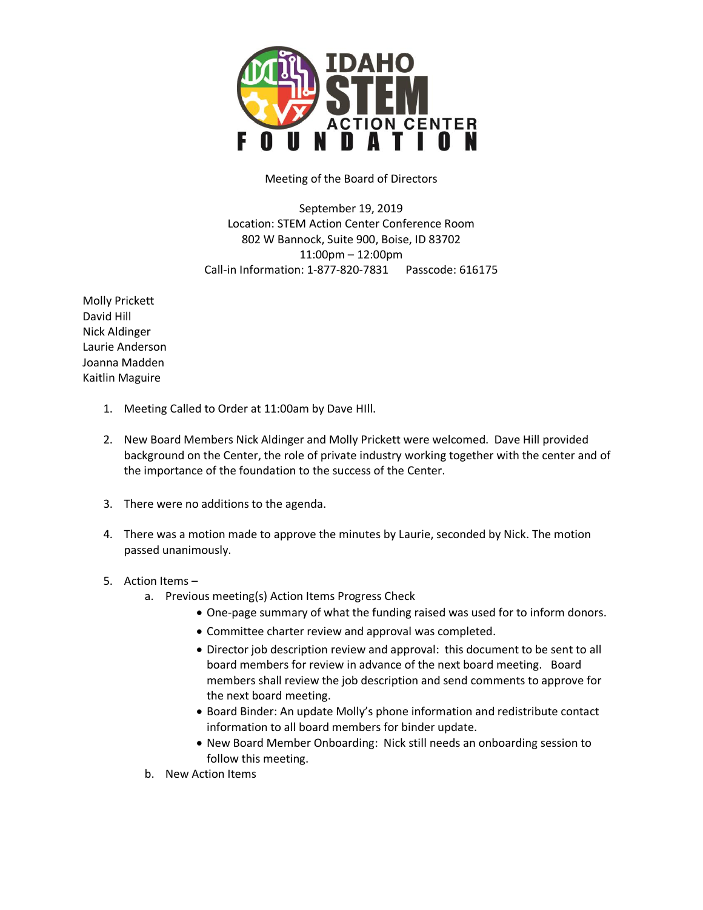Meeting of the Board of Directors

September 19, 2019
Location: STEM Action Center Conference Room
802 W Bannock, Suite 900, Boise, ID 83702
11:00pm – 12:00pm
Call-in Information: 1-877-820-7831 Passcode: 616175

Molly Prickett
David Hill
Nick Aldinger
Laurie Anderson
Joanna Madden
Kaitlin Maguire

1. Meeting Called to Order at 11:00am by Dave HIll.

2. New Board Members Nick Aldinger and Molly Prickett were welcomed. Dave Hill provided background on the Center, the role of private industry working together with the center and of the importance of the foundation to the success of the Center.

3. There were no additions to the agenda.

4. There was a motion made to approve the minutes by Laurie, seconded by Nick. The motion passed unanimously.

5. Action Items –
   a. Previous meeting(s) Action Items Progress Check
      - One-page summary of what the funding raised was used for to inform donors.
      - Committee charter review and approval was completed.
      - Director job description review and approval: this document to be sent to all board members for review in advance of the next board meeting. Board members shall review the job description and send comments to approve for the next board meeting.
      - Board Binder: An update Molly's phone information and redistribute contact information to all board members for binder update.
      - New Board Member Onboarding: Nick still needs an onboarding session to follow this meeting.
   b. New Action Items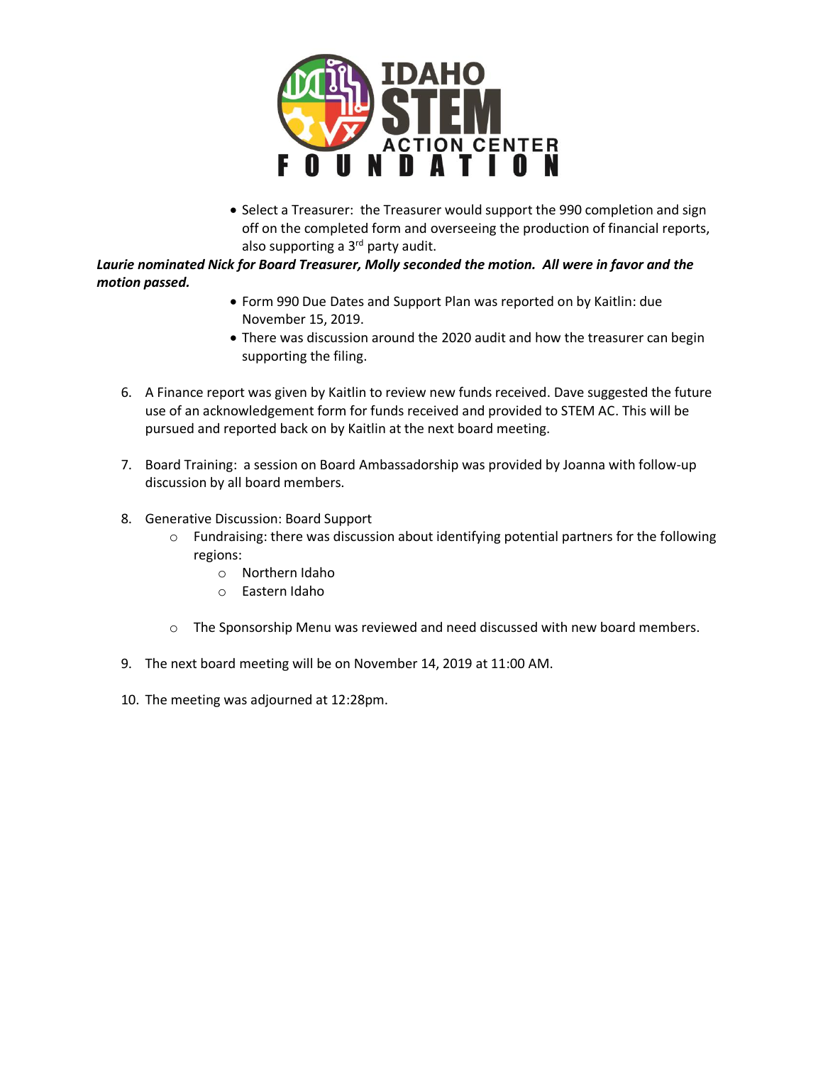- Select a Treasurer: the Treasurer would support the 990 completion and sign off on the completed form and overseeing the production of financial reports, also supporting a 3rd party audit.

***Laurie nominated Nick for Board Treasurer, Molly seconded the motion. All were in favor and the motion passed.***

- Form 990 Due Dates and Support Plan was reported on by Kaitlin: due November 15, 2019.
- There was discussion around the 2020 audit and how the treasurer can begin supporting the filing.

6. A Finance report was given by Kaitlin to review new funds received. Dave suggested the future use of an acknowledgement form for funds received and provided to STEM AC. This will be pursued and reported back on by Kaitlin at the next board meeting.

7. Board Training: a session on Board Ambassadorship was provided by Joanna with follow-up discussion by all board members.

8. Generative Discussion: Board Support
   - Fundraising: there was discussion about identifying potential partners for the following regions:
     - Northern Idaho
     - Eastern Idaho
   - The Sponsorship Menu was reviewed and need discussed with new board members.

9. The next board meeting will be on November 14, 2019 at 11:00 AM.

10. The meeting was adjourned at 12:28pm.